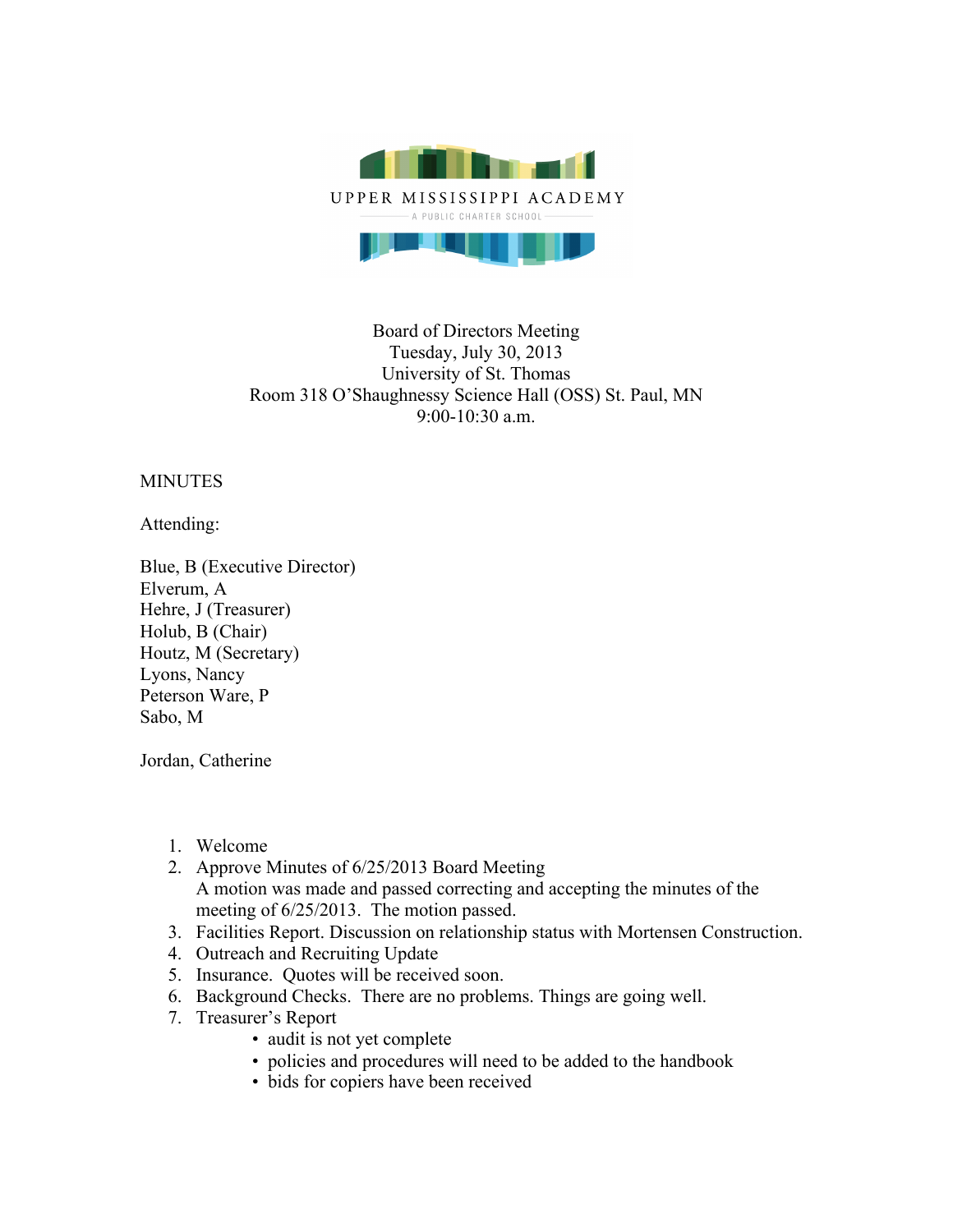UPPER MISSISSIPPI ACADEMY

A PUBLIC CHARTER SCHOOL

Board of Directors Meeting
Tuesday, July 30, 2013
University of St. Thomas
Room 318 O'Shaughnessy Science Hall (OSS) St. Paul, MN
9:00-10:30 a.m.

MINUTES

Attending:

Blue, B (Executive Director)
Elverum, A
Hehre, J (Treasurer)
Holub, B (Chair)
Houtz, M (Secretary)
Lyons, Nancy
Peterson Ware, P
Sabo, M

Jordan, Catherine

1. Welcome
2. Approve Minutes of 6/25/2013 Board Meeting
   A motion was made and passed correcting and accepting the minutes of the meeting of 6/25/2013. The motion passed.
3. Facilities Report. Discussion on relationship status with Mortensen Construction.
4. Outreach and Recruiting Update
5. Insurance. Quotes will be received soon.
6. Background Checks. There are no problems. Things are going well.
7. Treasurer's Report
   - audit is not yet complete
   - policies and procedures will need to be added to the handbook
   - bids for copiers have been received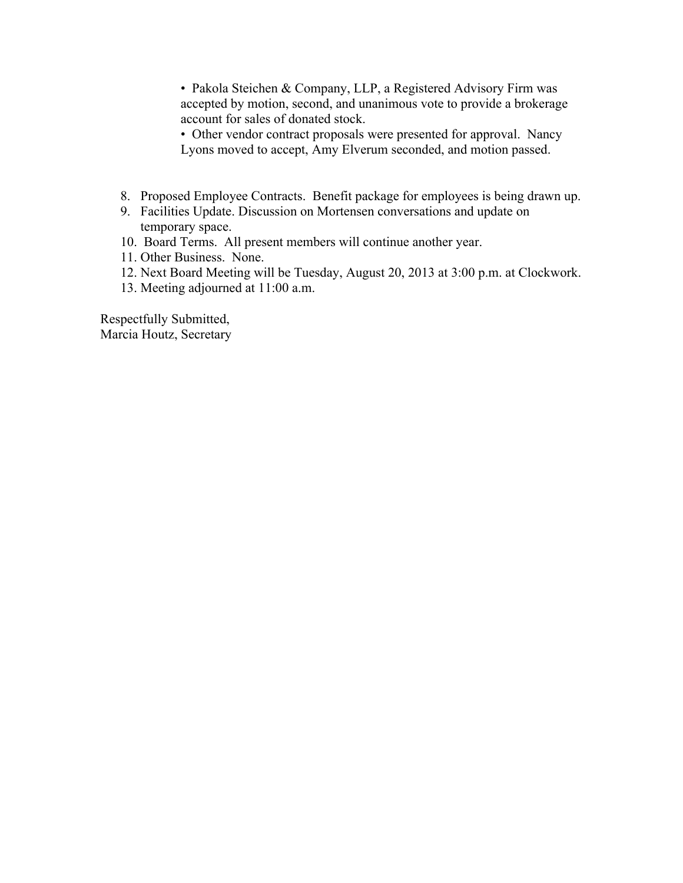- Pakola Steichen & Company, LLP, a Registered Advisory Firm was accepted by motion, second, and unanimous vote to provide a brokerage account for sales of donated stock.
- Other vendor contract proposals were presented for approval. Nancy Lyons moved to accept, Amy Elverum seconded, and motion passed.

8. Proposed Employee Contracts. Benefit package for employees is being drawn up.
9. Facilities Update. Discussion on Mortensen conversations and update on temporary space.
10. Board Terms. All present members will continue another year.
11. Other Business. None.
12. Next Board Meeting will be Tuesday, August 20, 2013 at 3:00 p.m. at Clockwork.
13. Meeting adjourned at 11:00 a.m.

Respectfully Submitted,
Marcia Houtz, Secretary